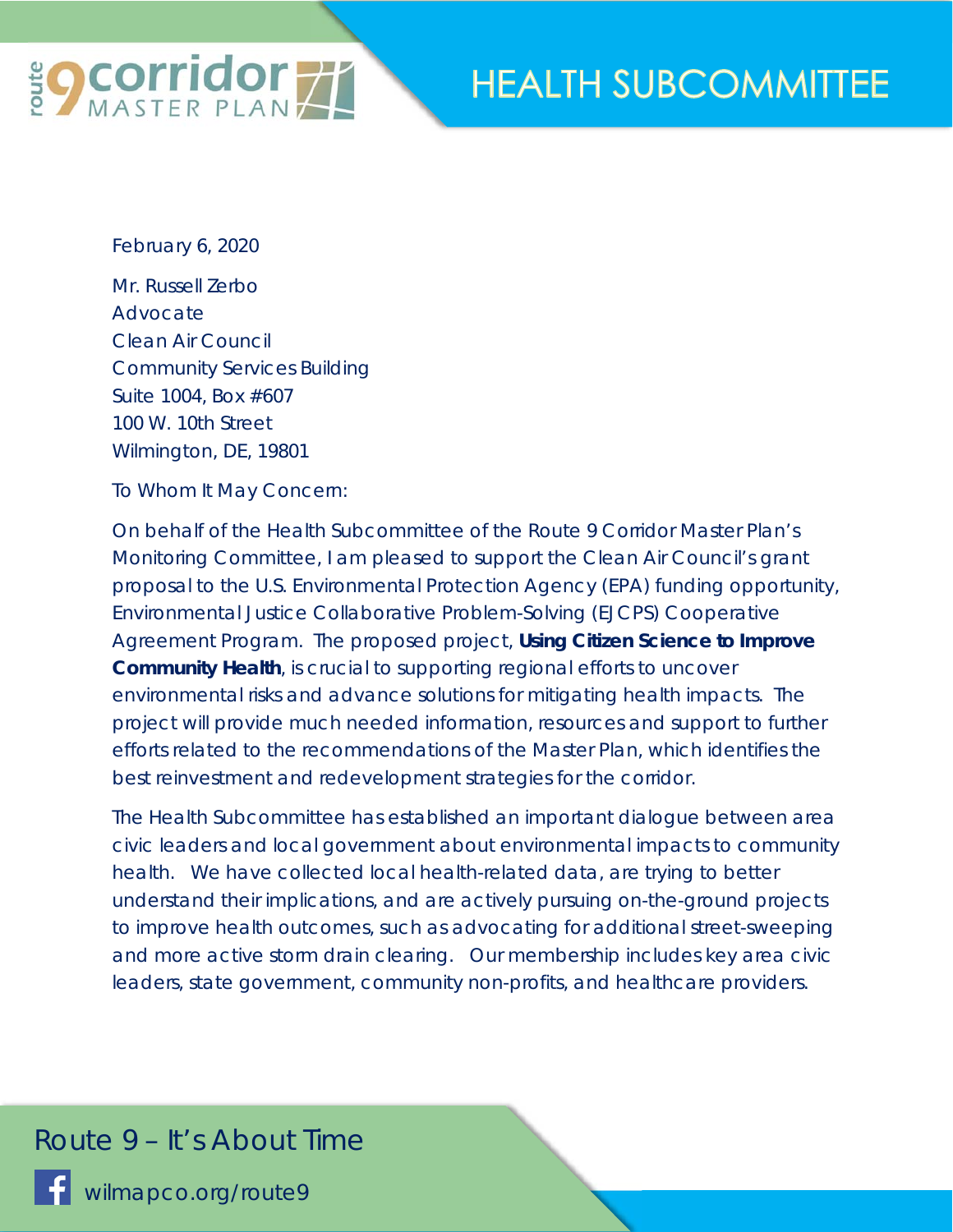# HEALTH SUBCOMMITTEE

February 6, 2020

Mr. Russell Zerbo
Advocate
Clean Air Council
Community Services Building
Suite 1004, Box #607
100 W. 10th Street
Wilmington, DE, 19801

To Whom It May Concern:

On behalf of the Health Subcommittee of the Route 9 Corridor Master Plan's Monitoring Committee, I am pleased to support the Clean Air Council's grant proposal to the U.S. Environmental Protection Agency (EPA) funding opportunity, Environmental Justice Collaborative Problem-Solving (EJCPS) Cooperative Agreement Program. The proposed project, **Using Citizen Science to Improve Community Health**, is crucial to supporting regional efforts to uncover environmental risks and advance solutions for mitigating health impacts. The project will provide much needed information, resources and support to further efforts related to the recommendations of the Master Plan, which identifies the best reinvestment and redevelopment strategies for the corridor.

The Health Subcommittee has established an important dialogue between area civic leaders and local government about environmental impacts to community health. We have collected local health-related data, are trying to better understand their implications, and are actively pursuing on-the-ground projects to improve health outcomes, such as advocating for additional street-sweeping and more active storm drain clearing. Our membership includes key area civic leaders, state government, community non-profits, and healthcare providers.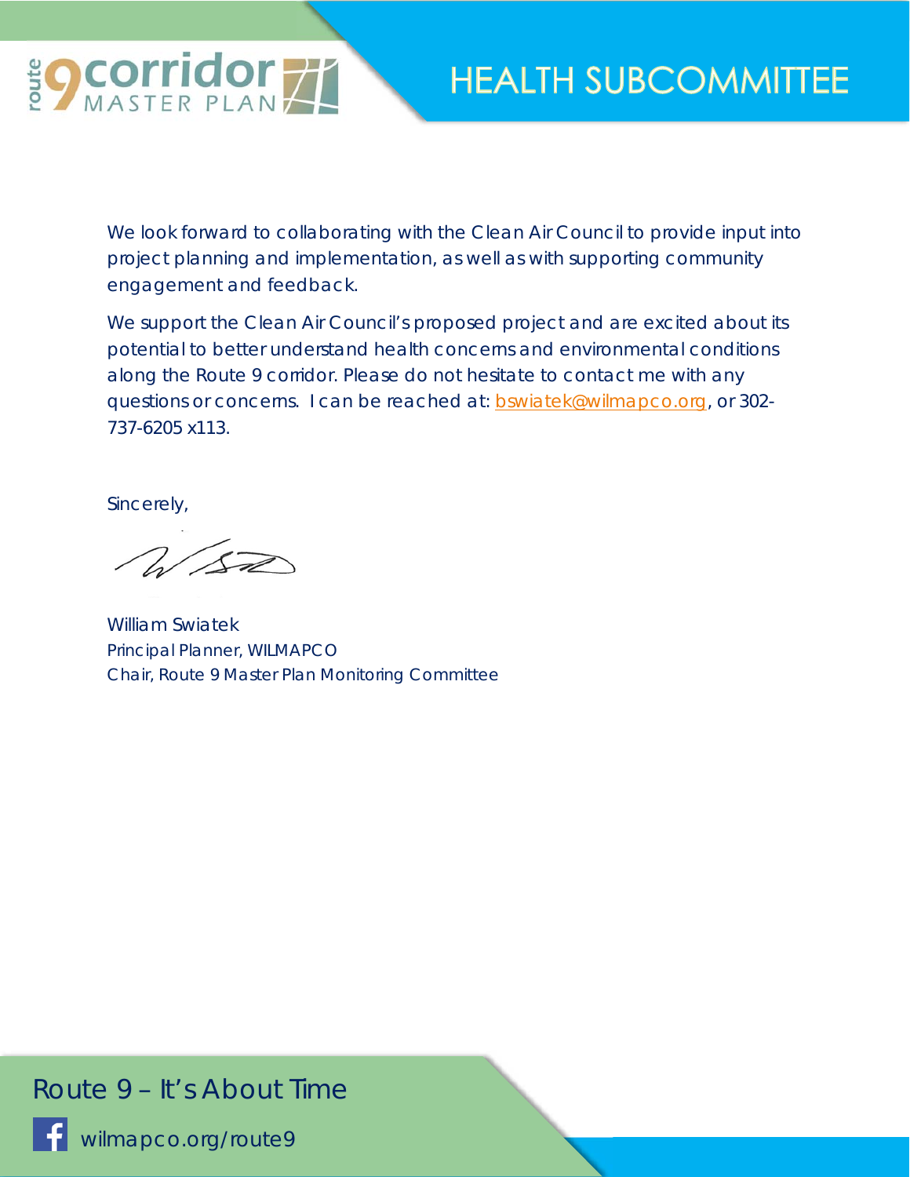We look forward to collaborating with the Clean Air Council to provide input into project planning and implementation, as well as with supporting community engagement and feedback.

We support the Clean Air Council's proposed project and are excited about its potential to better understand health concerns and environmental conditions along the Route 9 corridor. Please do not hesitate to contact me with any questions or concerns. I can be reached at: bswiatek@wilmapco.org, or 302-737-6205 x113.

Sincerely,

William Swiatek
Principal Planner, WILMAPCO
Chair, Route 9 Master Plan Monitoring Committee